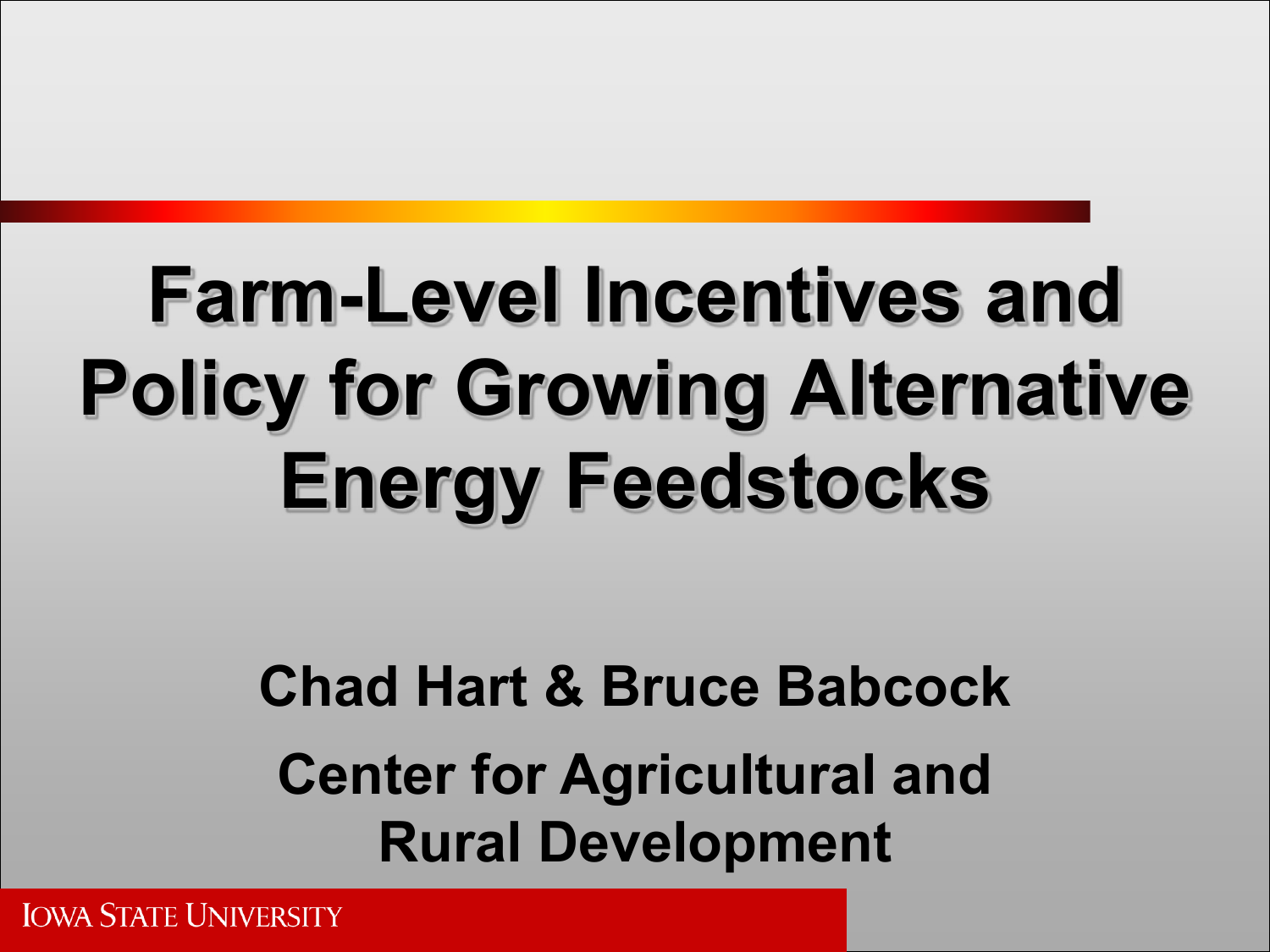# Farm-Level Incentives and Policy for Growing Alternative Energy Feedstocks

**Chad Hart & Bruce Babcock**

**Center for Agricultural and Rural Development**

IOWA STATE UNIVERSITY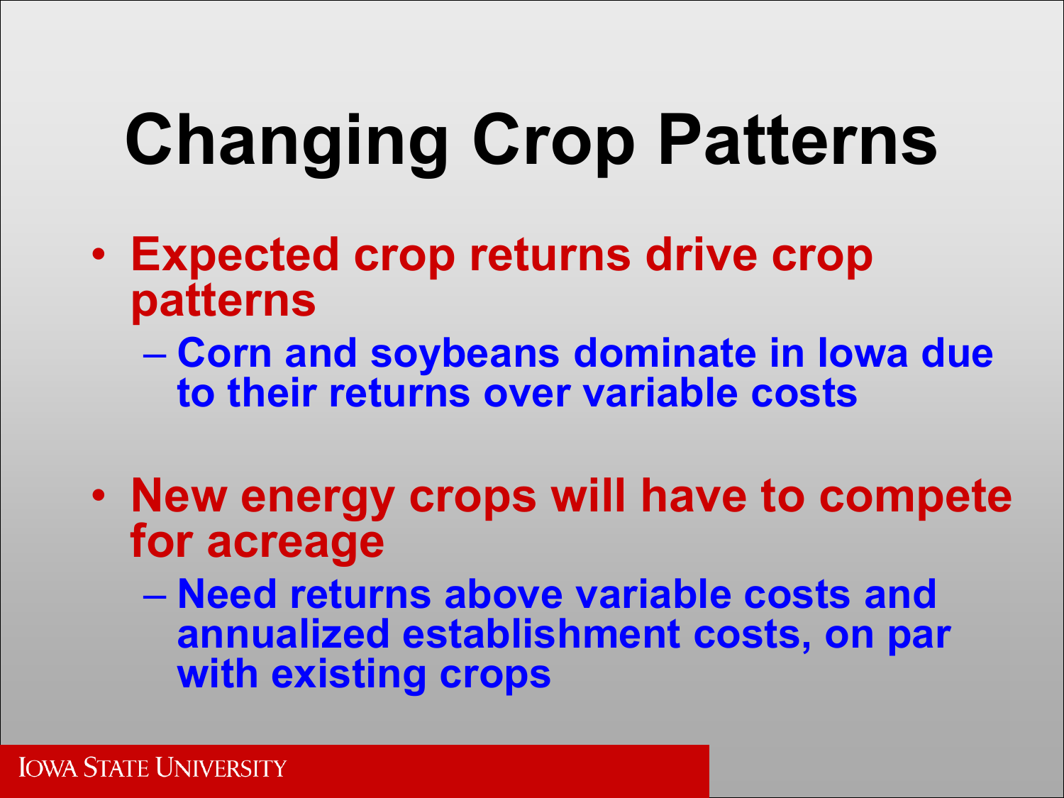# Changing Crop Patterns

- Expected crop returns drive crop patterns
  - Corn and soybeans dominate in Iowa due to their returns over variable costs
- New energy crops will have to compete for acreage
  - Need returns above variable costs and annualized establishment costs, on par with existing crops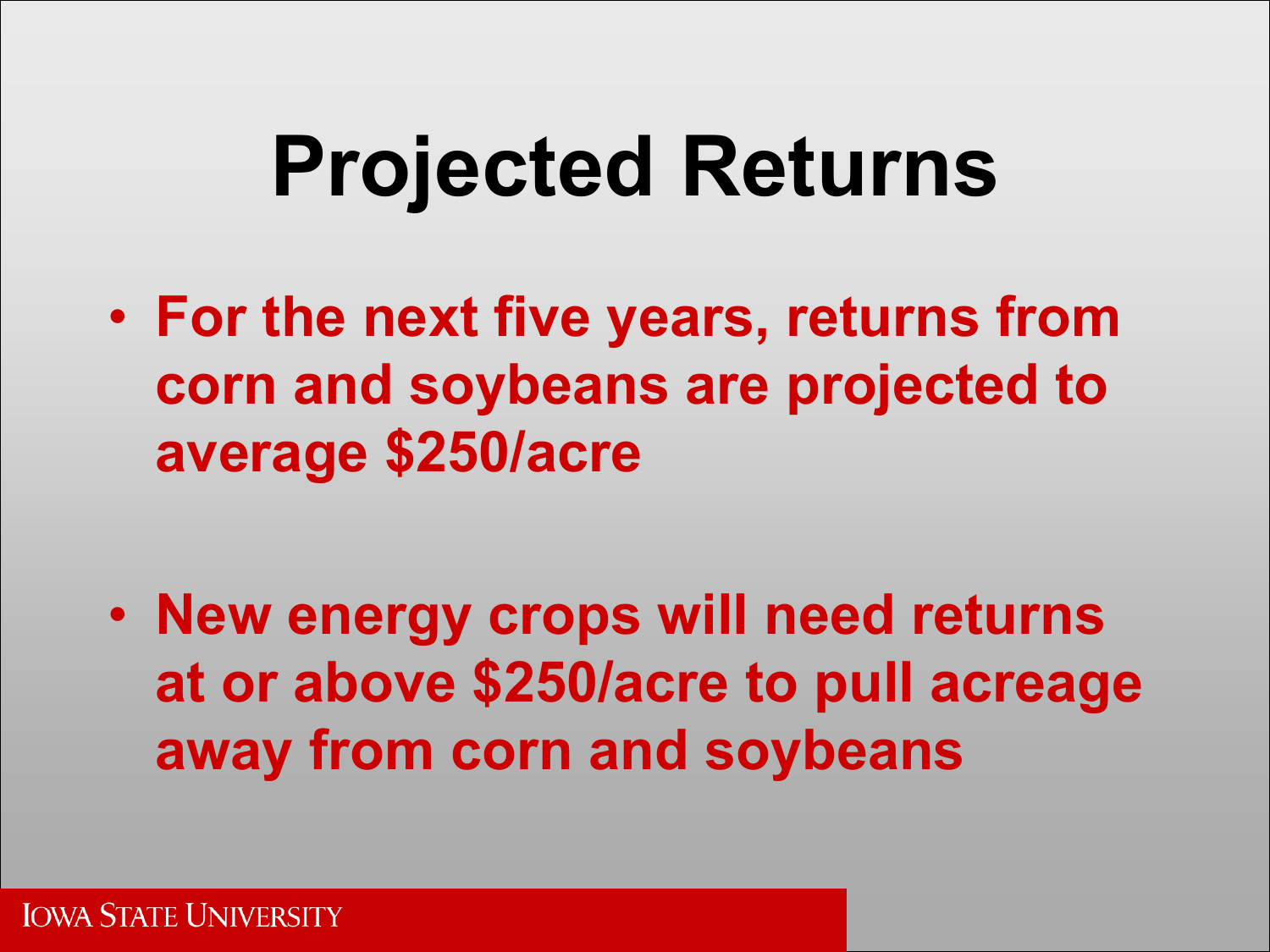# Projected Returns

- **For the next five years, returns from corn and soybeans are projected to average $250/acre**

- **New energy crops will need returns at or above $250/acre to pull acreage away from corn and soybeans**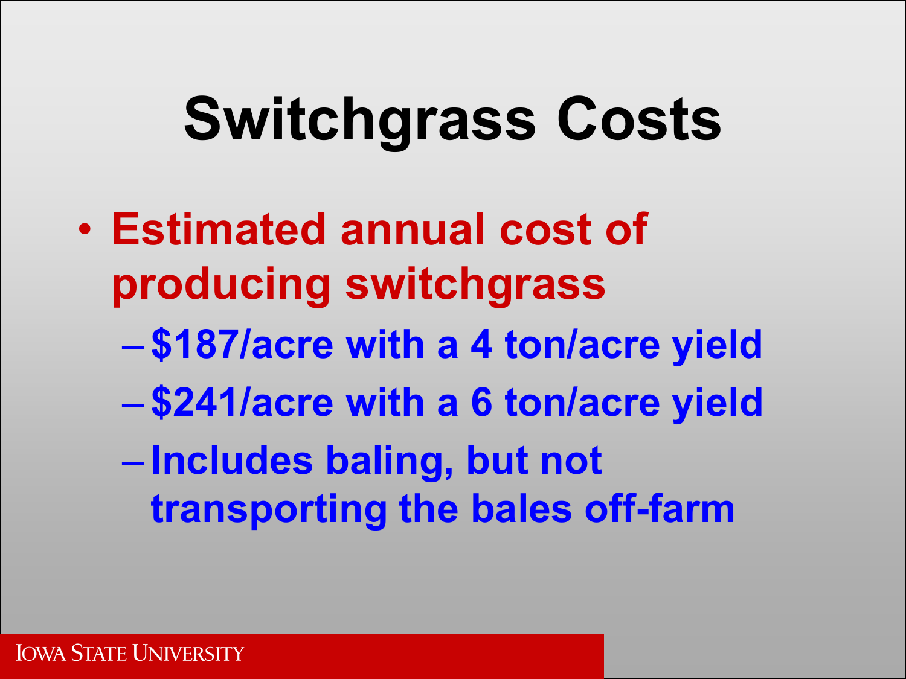# Switchgrass Costs

- Estimated annual cost of producing switchgrass
  - $187/acre with a 4 ton/acre yield
  - $241/acre with a 6 ton/acre yield
  - Includes baling, but not transporting the bales off-farm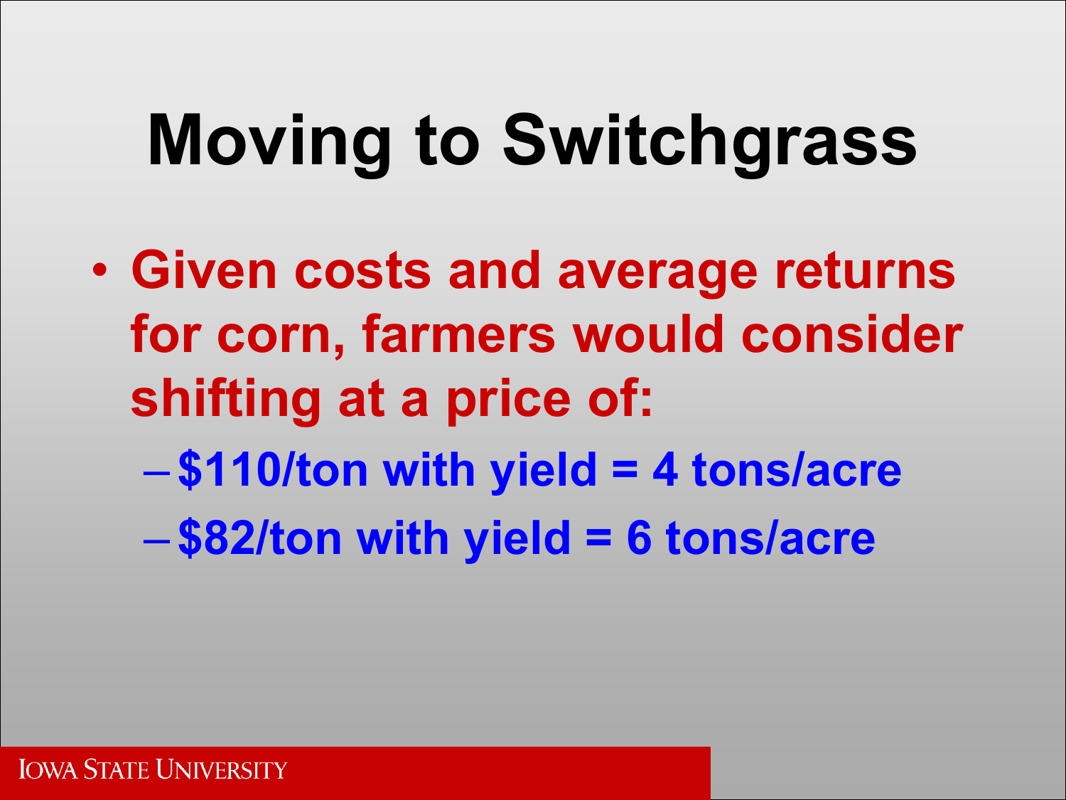# Moving to Switchgrass

- Given costs and average returns for corn, farmers would consider shifting at a price of:
  - $110/ton with yield = 4 tons/acre
  - $82/ton with yield = 6 tons/acre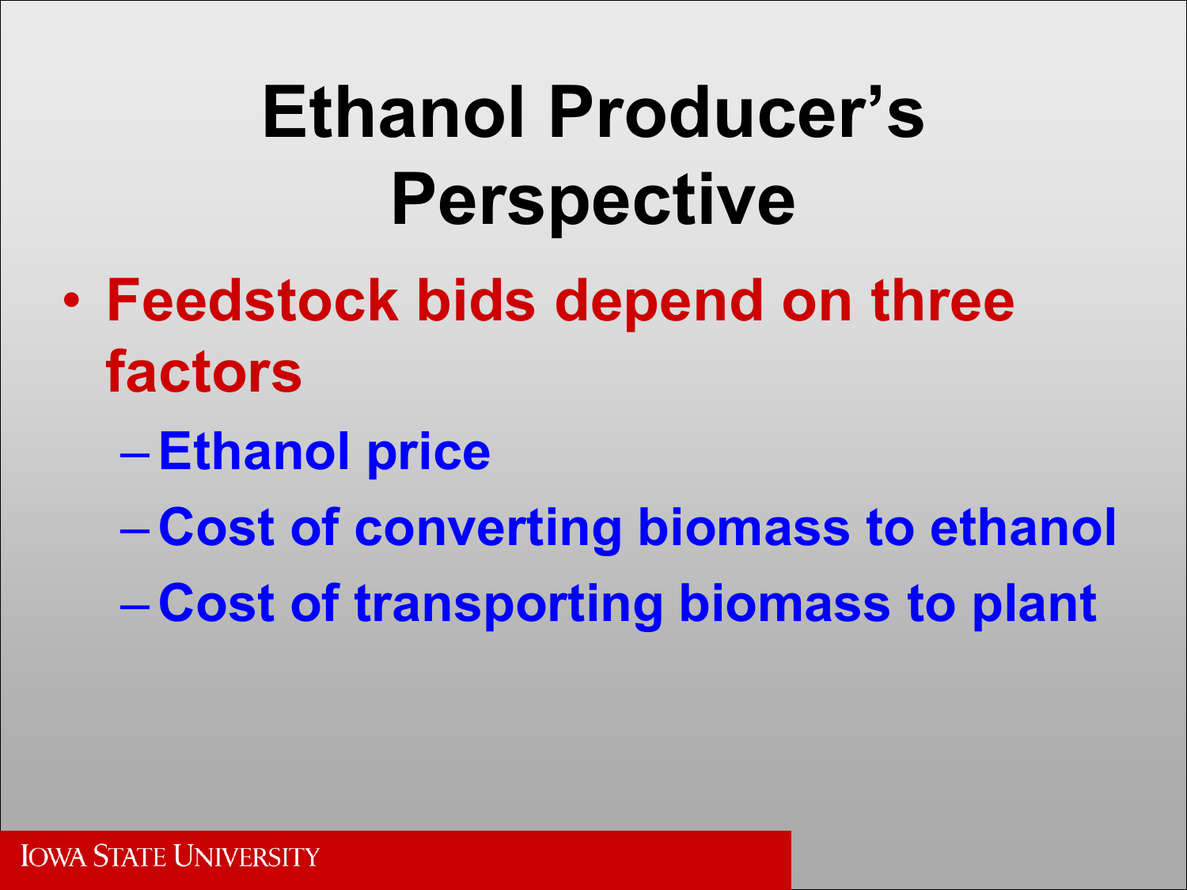# Ethanol Producer's Perspective

- Feedstock bids depend on three factors
  - Ethanol price
  - Cost of converting biomass to ethanol
  - Cost of transporting biomass to plant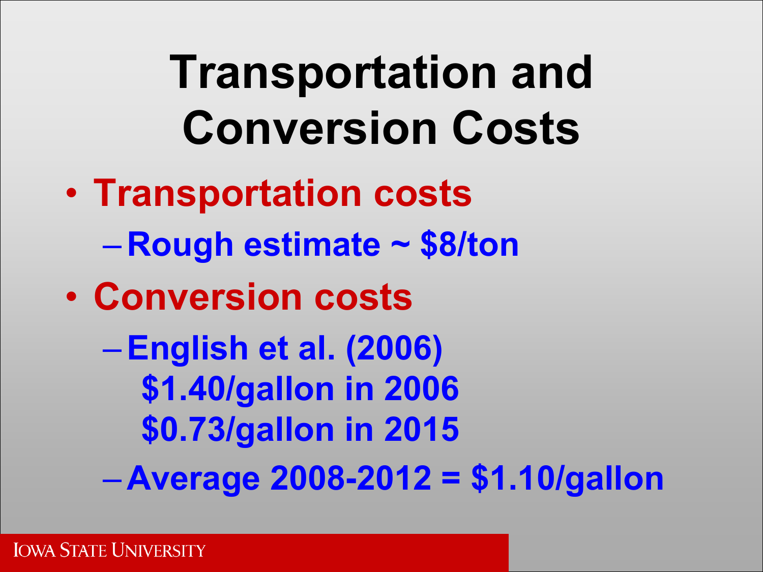# Transportation and Conversion Costs

- **Transportation costs**
  - **Rough estimate ~ $8/ton**
- **Conversion costs**
  - **English et al. (2006)**
    **$1.40/gallon in 2006**
    **$0.73/gallon in 2015**
  - **Average 2008-2012 = $1.10/gallon**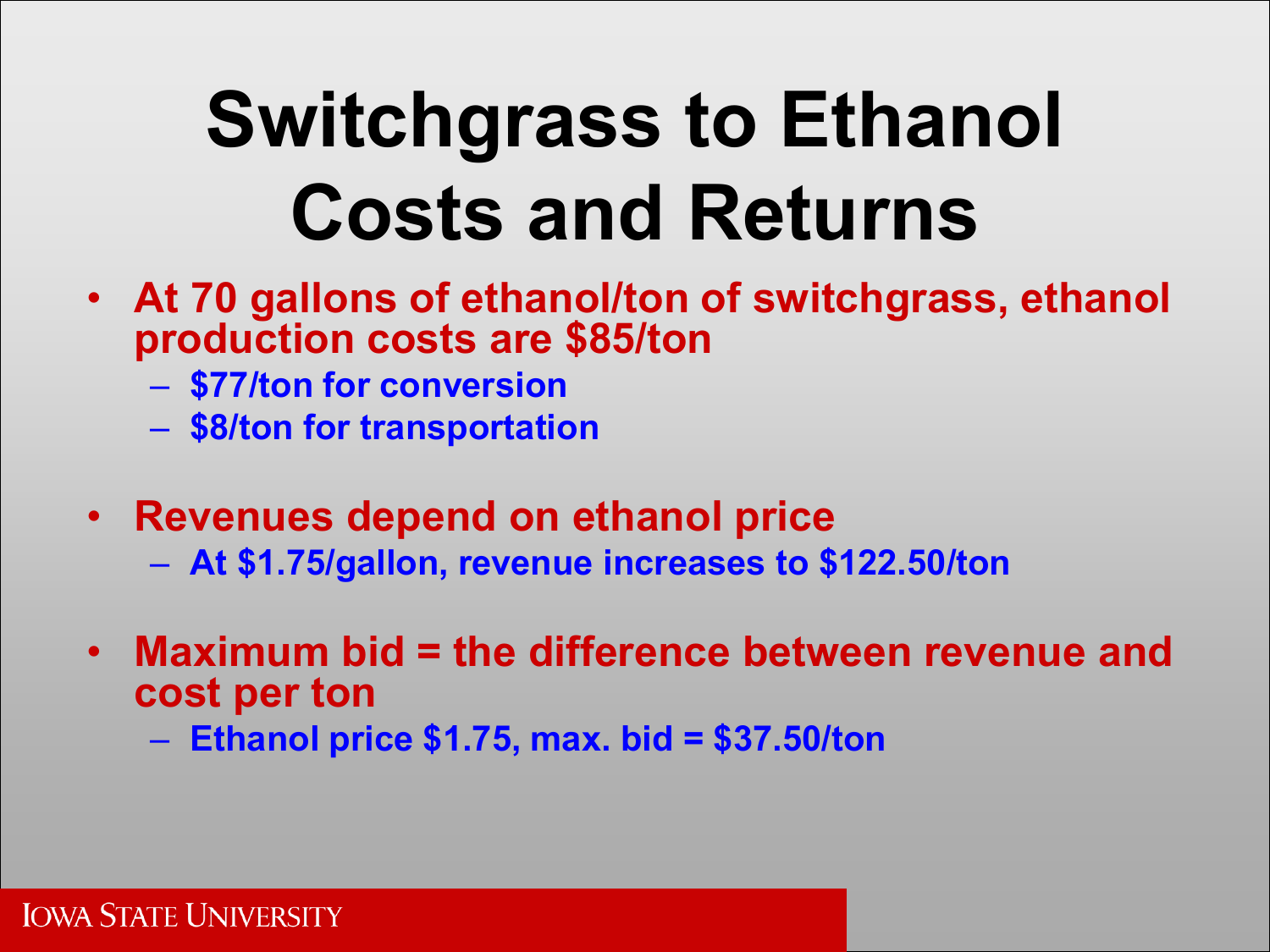# Switchgrass to Ethanol Costs and Returns

- **At 70 gallons of ethanol/ton of switchgrass, ethanol production costs are $85/ton**
  - **$77/ton for conversion**
  - **$8/ton for transportation**
- **Revenues depend on ethanol price**
  - **At $1.75/gallon, revenue increases to $122.50/ton**
- **Maximum bid = the difference between revenue and cost per ton**
  - **Ethanol price $1.75, max. bid = $37.50/ton**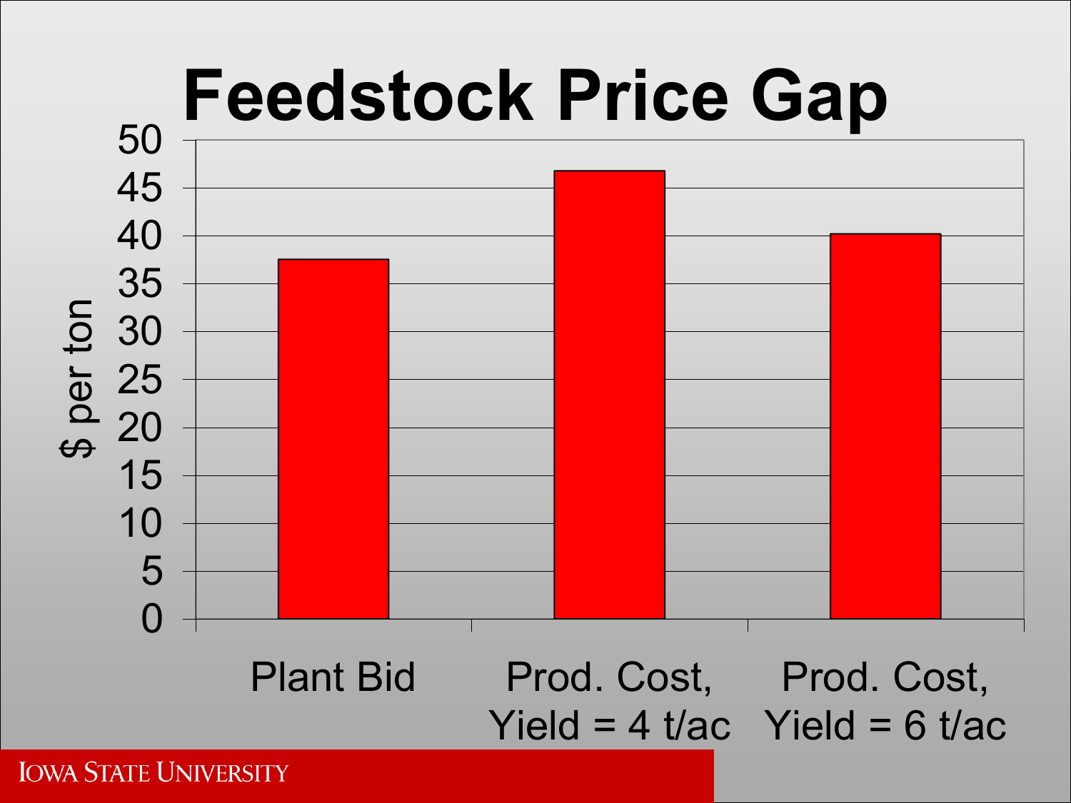# Feedstock Price Gap

| | $ per ton |
| --- | --- |
| Plant Bid | ~37.5 |
| Prod. Cost, Yield = 4 t/ac | ~46.8 |
| Prod. Cost, Yield = 6 t/ac | ~40.2 |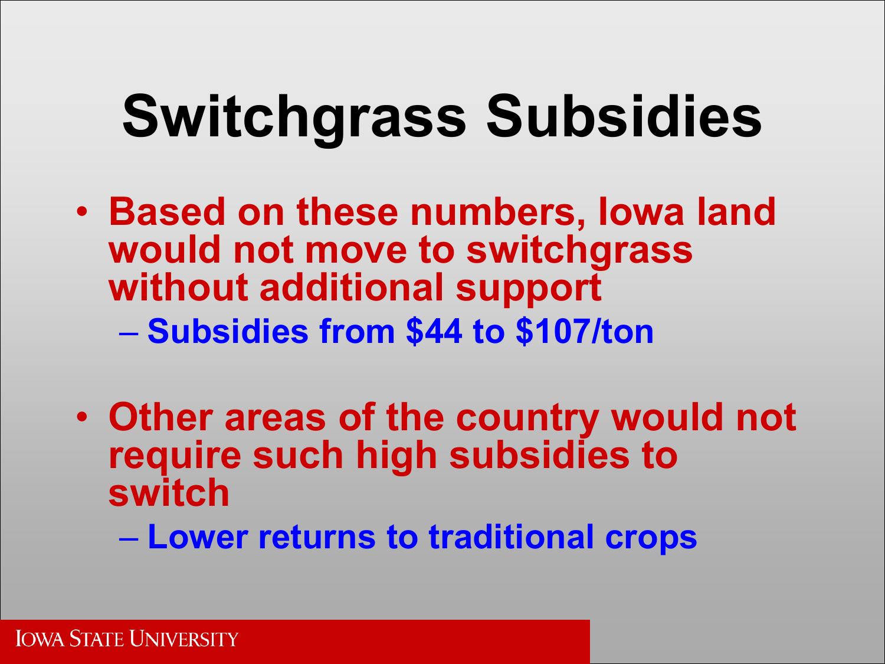# Switchgrass Subsidies

- Based on these numbers, Iowa land would not move to switchgrass without additional support
  - Subsidies from $44 to $107/ton
- Other areas of the country would not require such high subsidies to switch
  - Lower returns to traditional crops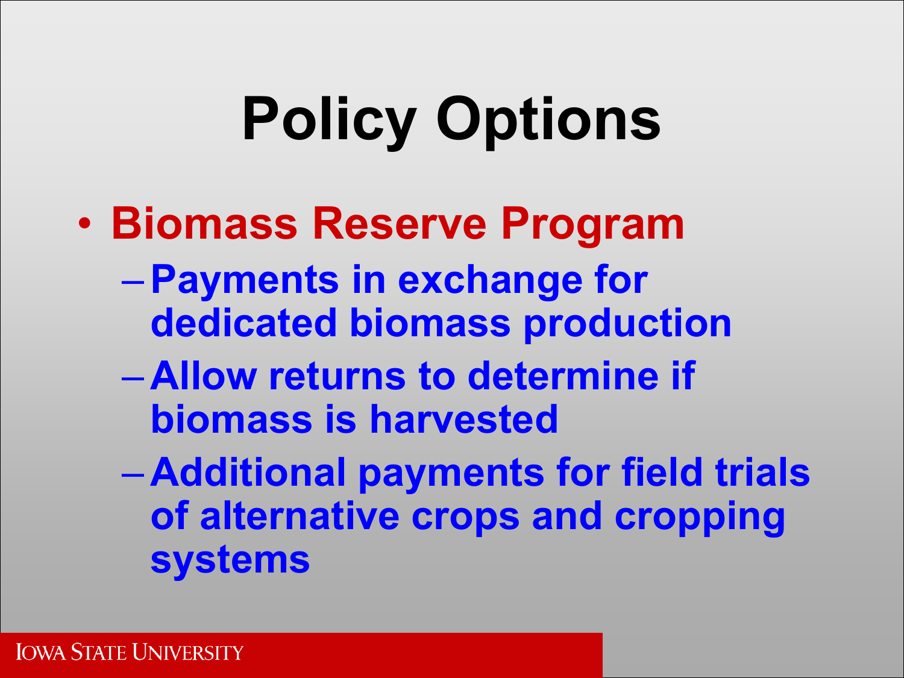# Policy Options

- Biomass Reserve Program
  - Payments in exchange for dedicated biomass production
  - Allow returns to determine if biomass is harvested
  - Additional payments for field trials of alternative crops and cropping systems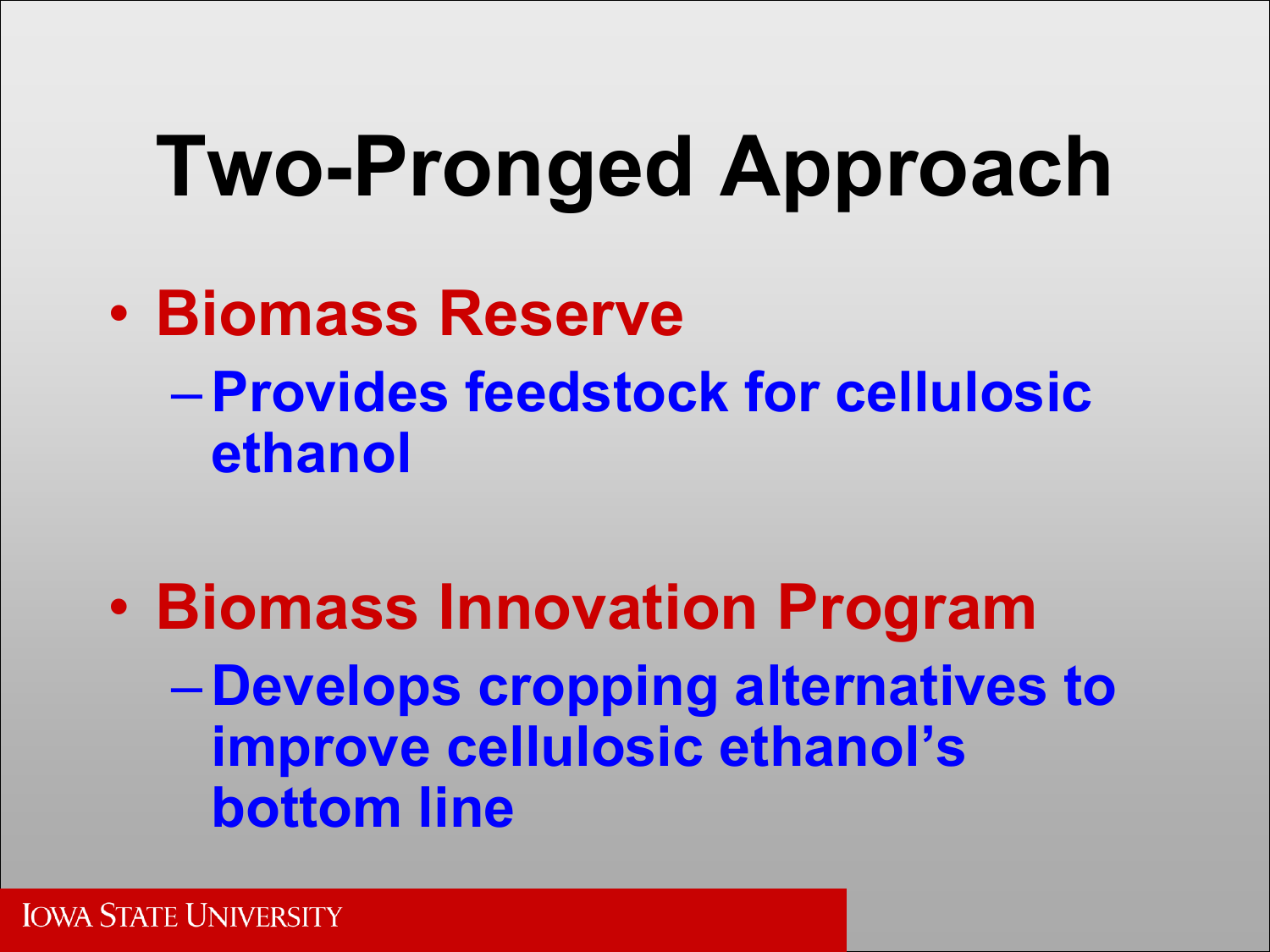# Two-Pronged Approach

- **Biomass Reserve**
  - **Provides feedstock for cellulosic ethanol**
- **Biomass Innovation Program**
  - **Develops cropping alternatives to improve cellulosic ethanol's bottom line**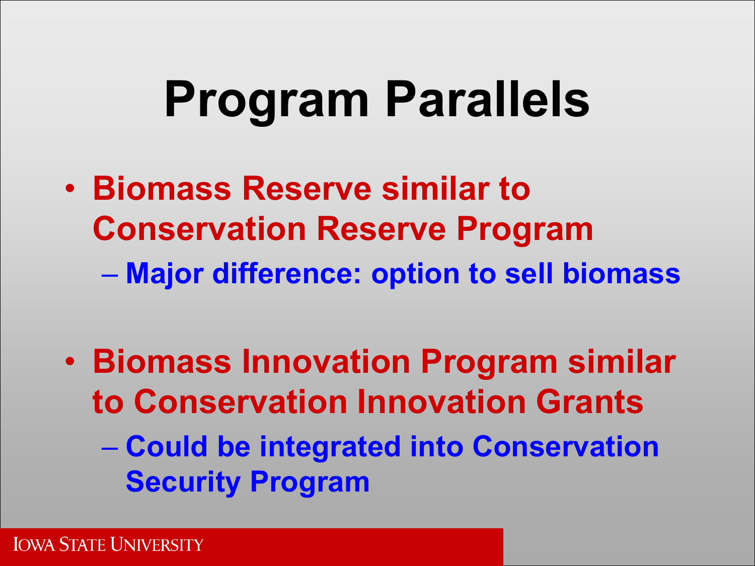# Program Parallels

- Biomass Reserve similar to Conservation Reserve Program
  - Major difference: option to sell biomass

- Biomass Innovation Program similar to Conservation Innovation Grants
  - Could be integrated into Conservation Security Program